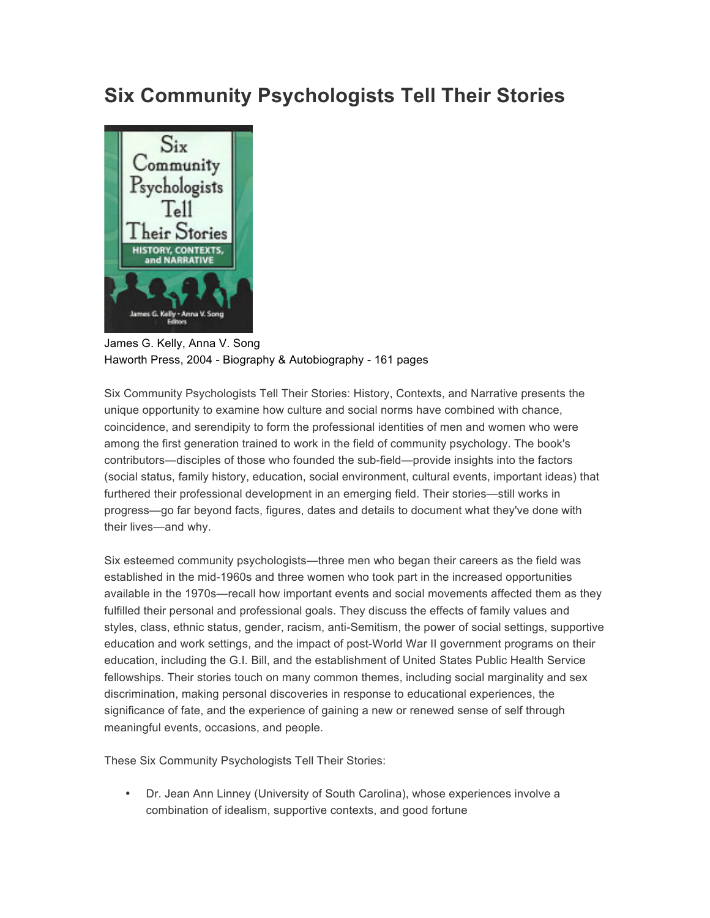# Six Community Psychologists Tell Their Stories

James G. Kelly, Anna V. Song
Haworth Press, 2004 - Biography & Autobiography - 161 pages

Six Community Psychologists Tell Their Stories: History, Contexts, and Narrative presents the unique opportunity to examine how culture and social norms have combined with chance, coincidence, and serendipity to form the professional identities of men and women who were among the first generation trained to work in the field of community psychology. The book's contributors—disciples of those who founded the sub-field—provide insights into the factors (social status, family history, education, social environment, cultural events, important ideas) that furthered their professional development in an emerging field. Their stories—still works in progress—go far beyond facts, figures, dates and details to document what they've done with their lives—and why.

Six esteemed community psychologists—three men who began their careers as the field was established in the mid-1960s and three women who took part in the increased opportunities available in the 1970s—recall how important events and social movements affected them as they fulfilled their personal and professional goals. They discuss the effects of family values and styles, class, ethnic status, gender, racism, anti-Semitism, the power of social settings, supportive education and work settings, and the impact of post-World War II government programs on their education, including the G.I. Bill, and the establishment of United States Public Health Service fellowships. Their stories touch on many common themes, including social marginality and sex discrimination, making personal discoveries in response to educational experiences, the significance of fate, and the experience of gaining a new or renewed sense of self through meaningful events, occasions, and people.

These Six Community Psychologists Tell Their Stories:

- Dr. Jean Ann Linney (University of South Carolina), whose experiences involve a combination of idealism, supportive contexts, and good fortune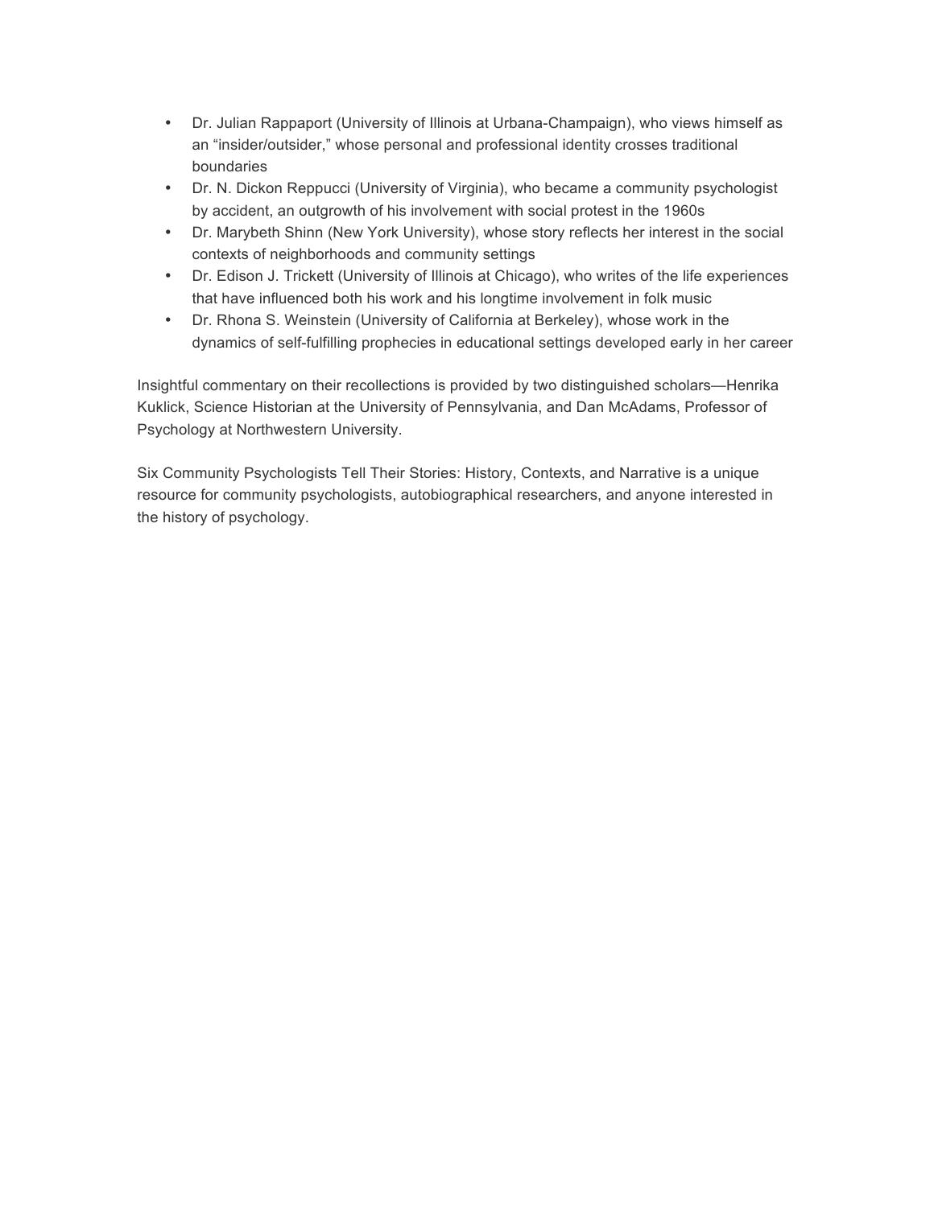- Dr. Julian Rappaport (University of Illinois at Urbana-Champaign), who views himself as an "insider/outsider," whose personal and professional identity crosses traditional boundaries
- Dr. N. Dickon Reppucci (University of Virginia), who became a community psychologist by accident, an outgrowth of his involvement with social protest in the 1960s
- Dr. Marybeth Shinn (New York University), whose story reflects her interest in the social contexts of neighborhoods and community settings
- Dr. Edison J. Trickett (University of Illinois at Chicago), who writes of the life experiences that have influenced both his work and his longtime involvement in folk music
- Dr. Rhona S. Weinstein (University of California at Berkeley), whose work in the dynamics of self-fulfilling prophecies in educational settings developed early in her career

Insightful commentary on their recollections is provided by two distinguished scholars—Henrika Kuklick, Science Historian at the University of Pennsylvania, and Dan McAdams, Professor of Psychology at Northwestern University.

Six Community Psychologists Tell Their Stories: History, Contexts, and Narrative is a unique resource for community psychologists, autobiographical researchers, and anyone interested in the history of psychology.